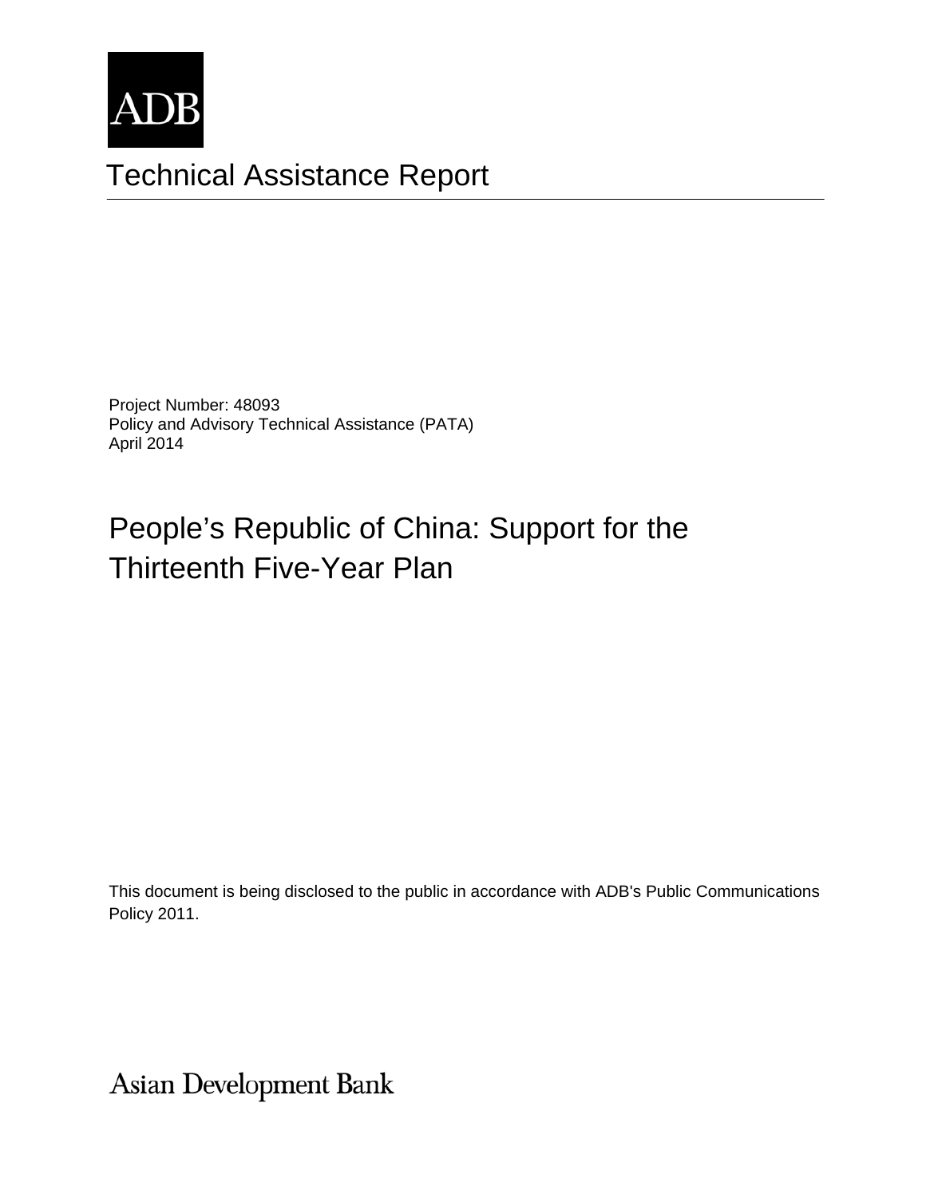ADB

# Technical Assistance Report

Project Number: 48093
Policy and Advisory Technical Assistance (PATA)
April 2014

## People's Republic of China: Support for the Thirteenth Five-Year Plan

This document is being disclosed to the public in accordance with ADB's Public Communications Policy 2011.

Asian Development Bank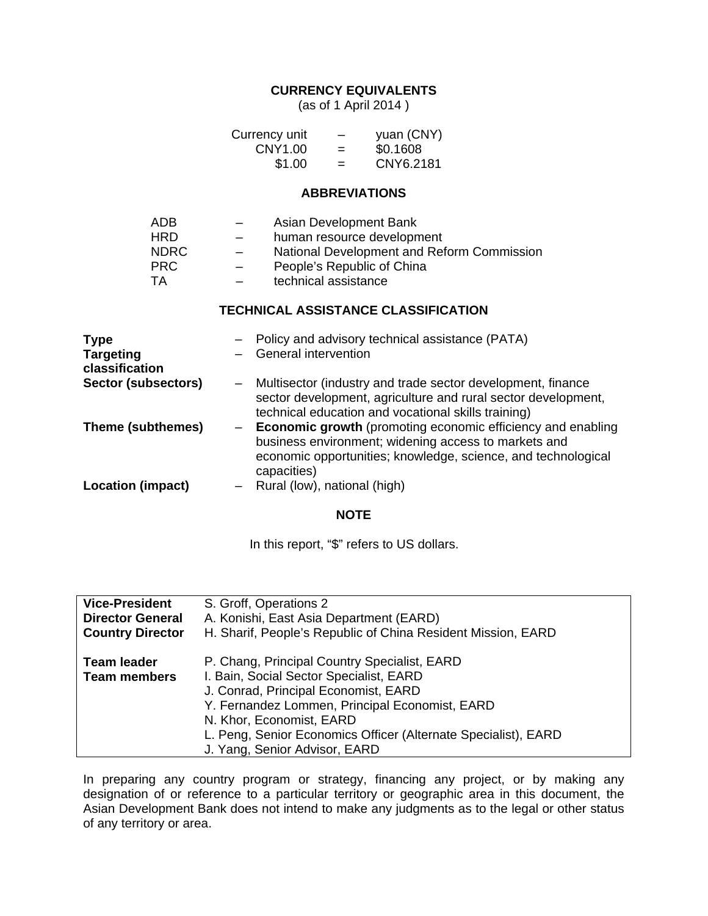## CURRENCY EQUIVALENTS

(as of 1 April 2014 )

| | | |
|---|---|---|
| Currency unit | – | yuan (CNY) |
| CNY1.00 | = | $0.1608 |
| $1.00 | = | CNY6.2181 |

## ABBREVIATIONS

| | | |
|---|---|---|
| ADB | – | Asian Development Bank |
| HRD | – | human resource development |
| NDRC | – | National Development and Reform Commission |
| PRC | – | People's Republic of China |
| TA | – | technical assistance |

## TECHNICAL ASSISTANCE CLASSIFICATION

| | | |
|---|---|---|
| **Type** | – | Policy and advisory technical assistance (PATA) |
| **Targeting classification** | – | General intervention |
| **Sector (subsectors)** | – | Multisector (industry and trade sector development, finance sector development, agriculture and rural sector development, technical education and vocational skills training) |
| **Theme (subthemes)** | – | **Economic growth** (promoting economic efficiency and enabling business environment; widening access to markets and economic opportunities; knowledge, science, and technological capacities) |
| **Location (impact)** | – | Rural (low), national (high) |

## NOTE

In this report, "$" refers to US dollars.

| | |
|---|---|
| **Vice-President** | S. Groff, Operations 2 |
| **Director General** | A. Konishi, East Asia Department (EARD) |
| **Country Director** | H. Sharif, People's Republic of China Resident Mission, EARD |
| | |
| **Team leader** | P. Chang, Principal Country Specialist, EARD |
| **Team members** | I. Bain, Social Sector Specialist, EARD |
| | J. Conrad, Principal Economist, EARD |
| | Y. Fernandez Lommen, Principal Economist, EARD |
| | N. Khor, Economist, EARD |
| | L. Peng, Senior Economics Officer (Alternate Specialist), EARD |
| | J. Yang, Senior Advisor, EARD |

In preparing any country program or strategy, financing any project, or by making any designation of or reference to a particular territory or geographic area in this document, the Asian Development Bank does not intend to make any judgments as to the legal or other status of any territory or area.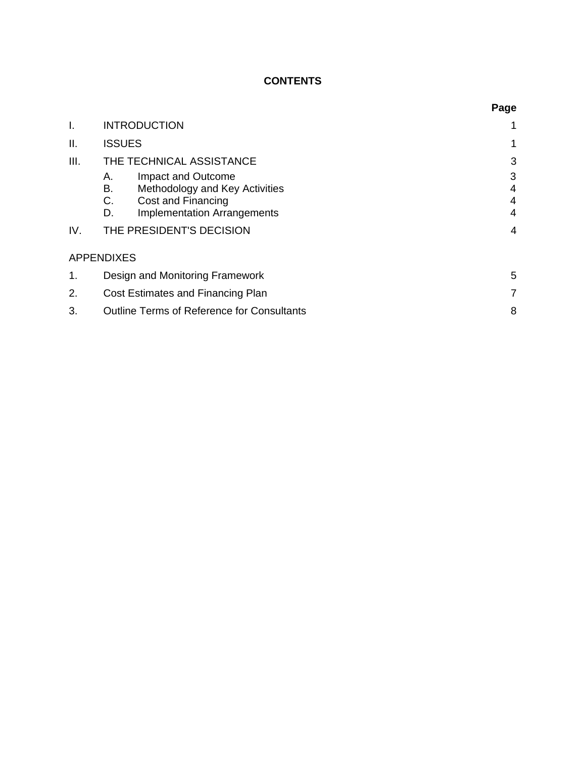# CONTENTS

| | | Page |
|---|---|---|
| I. | INTRODUCTION | 1 |
| II. | ISSUES | 1 |
| III. | THE TECHNICAL ASSISTANCE | 3 |
| | A. Impact and Outcome | 3 |
| | B. Methodology and Key Activities | 4 |
| | C. Cost and Financing | 4 |
| | D. Implementation Arrangements | 4 |
| IV. | THE PRESIDENT'S DECISION | 4 |

APPENDIXES

| | | |
|---|---|---|
| 1. | Design and Monitoring Framework | 5 |
| 2. | Cost Estimates and Financing Plan | 7 |
| 3. | Outline Terms of Reference for Consultants | 8 |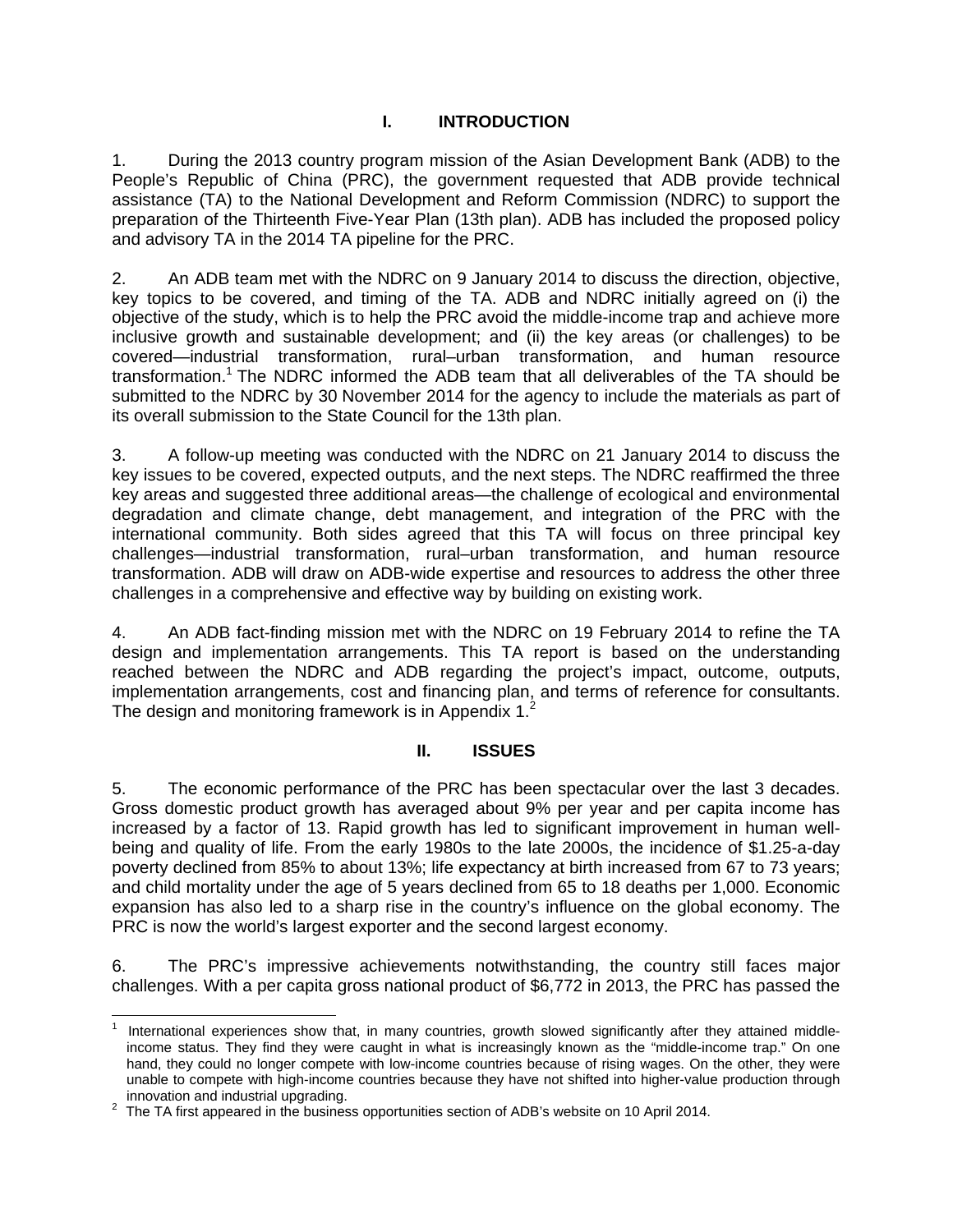# I. INTRODUCTION

1. During the 2013 country program mission of the Asian Development Bank (ADB) to the People's Republic of China (PRC), the government requested that ADB provide technical assistance (TA) to the National Development and Reform Commission (NDRC) to support the preparation of the Thirteenth Five-Year Plan (13th plan). ADB has included the proposed policy and advisory TA in the 2014 TA pipeline for the PRC.

2. An ADB team met with the NDRC on 9 January 2014 to discuss the direction, objective, key topics to be covered, and timing of the TA. ADB and NDRC initially agreed on (i) the objective of the study, which is to help the PRC avoid the middle-income trap and achieve more inclusive growth and sustainable development; and (ii) the key areas (or challenges) to be covered—industrial transformation, rural–urban transformation, and human resource transformation.[1] The NDRC informed the ADB team that all deliverables of the TA should be submitted to the NDRC by 30 November 2014 for the agency to include the materials as part of its overall submission to the State Council for the 13th plan.

3. A follow-up meeting was conducted with the NDRC on 21 January 2014 to discuss the key issues to be covered, expected outputs, and the next steps. The NDRC reaffirmed the three key areas and suggested three additional areas—the challenge of ecological and environmental degradation and climate change, debt management, and integration of the PRC with the international community. Both sides agreed that this TA will focus on three principal key challenges—industrial transformation, rural–urban transformation, and human resource transformation. ADB will draw on ADB-wide expertise and resources to address the other three challenges in a comprehensive and effective way by building on existing work.

4. An ADB fact-finding mission met with the NDRC on 19 February 2014 to refine the TA design and implementation arrangements. This TA report is based on the understanding reached between the NDRC and ADB regarding the project's impact, outcome, outputs, implementation arrangements, cost and financing plan, and terms of reference for consultants. The design and monitoring framework is in Appendix 1.[2]

# II. ISSUES

5. The economic performance of the PRC has been spectacular over the last 3 decades. Gross domestic product growth has averaged about 9% per year and per capita income has increased by a factor of 13. Rapid growth has led to significant improvement in human well-being and quality of life. From the early 1980s to the late 2000s, the incidence of \$1.25-a-day poverty declined from 85% to about 13%; life expectancy at birth increased from 67 to 73 years; and child mortality under the age of 5 years declined from 65 to 18 deaths per 1,000. Economic expansion has also led to a sharp rise in the country's influence on the global economy. The PRC is now the world's largest exporter and the second largest economy.

6. The PRC's impressive achievements notwithstanding, the country still faces major challenges. With a per capita gross national product of \$6,772 in 2013, the PRC has passed the

---

[1] International experiences show that, in many countries, growth slowed significantly after they attained middle-income status. They find they were caught in what is increasingly known as the "middle-income trap." On one hand, they could no longer compete with low-income countries because of rising wages. On the other, they were unable to compete with high-income countries because they have not shifted into higher-value production through innovation and industrial upgrading.

[2] The TA first appeared in the business opportunities section of ADB's website on 10 April 2014.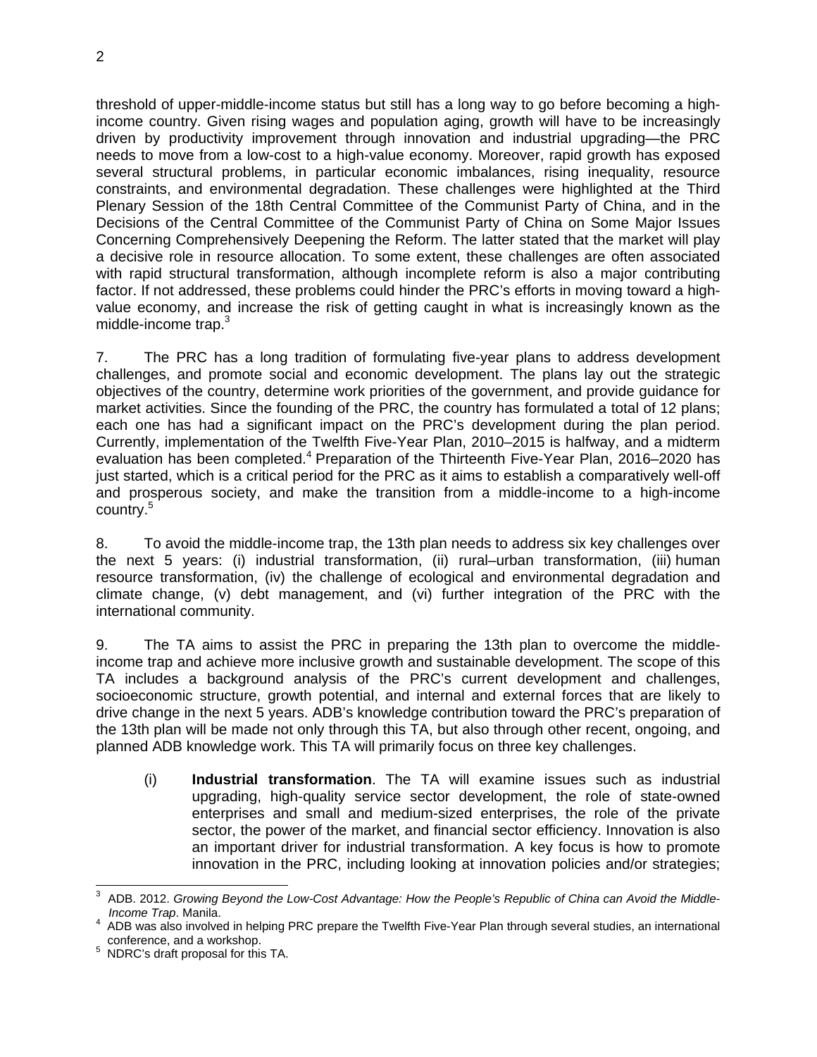threshold of upper-middle-income status but still has a long way to go before becoming a high-income country. Given rising wages and population aging, growth will have to be increasingly driven by productivity improvement through innovation and industrial upgrading—the PRC needs to move from a low-cost to a high-value economy. Moreover, rapid growth has exposed several structural problems, in particular economic imbalances, rising inequality, resource constraints, and environmental degradation. These challenges were highlighted at the Third Plenary Session of the 18th Central Committee of the Communist Party of China, and in the Decisions of the Central Committee of the Communist Party of China on Some Major Issues Concerning Comprehensively Deepening the Reform. The latter stated that the market will play a decisive role in resource allocation. To some extent, these challenges are often associated with rapid structural transformation, although incomplete reform is also a major contributing factor. If not addressed, these problems could hinder the PRC's efforts in moving toward a high-value economy, and increase the risk of getting caught in what is increasingly known as the middle-income trap.[3]

7. The PRC has a long tradition of formulating five-year plans to address development challenges, and promote social and economic development. The plans lay out the strategic objectives of the country, determine work priorities of the government, and provide guidance for market activities. Since the founding of the PRC, the country has formulated a total of 12 plans; each one has had a significant impact on the PRC's development during the plan period. Currently, implementation of the Twelfth Five-Year Plan, 2010–2015 is halfway, and a midterm evaluation has been completed.[4] Preparation of the Thirteenth Five-Year Plan, 2016–2020 has just started, which is a critical period for the PRC as it aims to establish a comparatively well-off and prosperous society, and make the transition from a middle-income to a high-income country.[5]

8. To avoid the middle-income trap, the 13th plan needs to address six key challenges over the next 5 years: (i) industrial transformation, (ii) rural–urban transformation, (iii) human resource transformation, (iv) the challenge of ecological and environmental degradation and climate change, (v) debt management, and (vi) further integration of the PRC with the international community.

9. The TA aims to assist the PRC in preparing the 13th plan to overcome the middle-income trap and achieve more inclusive growth and sustainable development. The scope of this TA includes a background analysis of the PRC's current development and challenges, socioeconomic structure, growth potential, and internal and external forces that are likely to drive change in the next 5 years. ADB's knowledge contribution toward the PRC's preparation of the 13th plan will be made not only through this TA, but also through other recent, ongoing, and planned ADB knowledge work. This TA will primarily focus on three key challenges.

(i) **Industrial transformation**. The TA will examine issues such as industrial upgrading, high-quality service sector development, the role of state-owned enterprises and small and medium-sized enterprises, the role of the private sector, the power of the market, and financial sector efficiency. Innovation is also an important driver for industrial transformation. A key focus is how to promote innovation in the PRC, including looking at innovation policies and/or strategies;

---

[3] ADB. 2012. *Growing Beyond the Low-Cost Advantage: How the People's Republic of China can Avoid the Middle-Income Trap*. Manila.

[4] ADB was also involved in helping PRC prepare the Twelfth Five-Year Plan through several studies, an international conference, and a workshop.

[5] NDRC's draft proposal for this TA.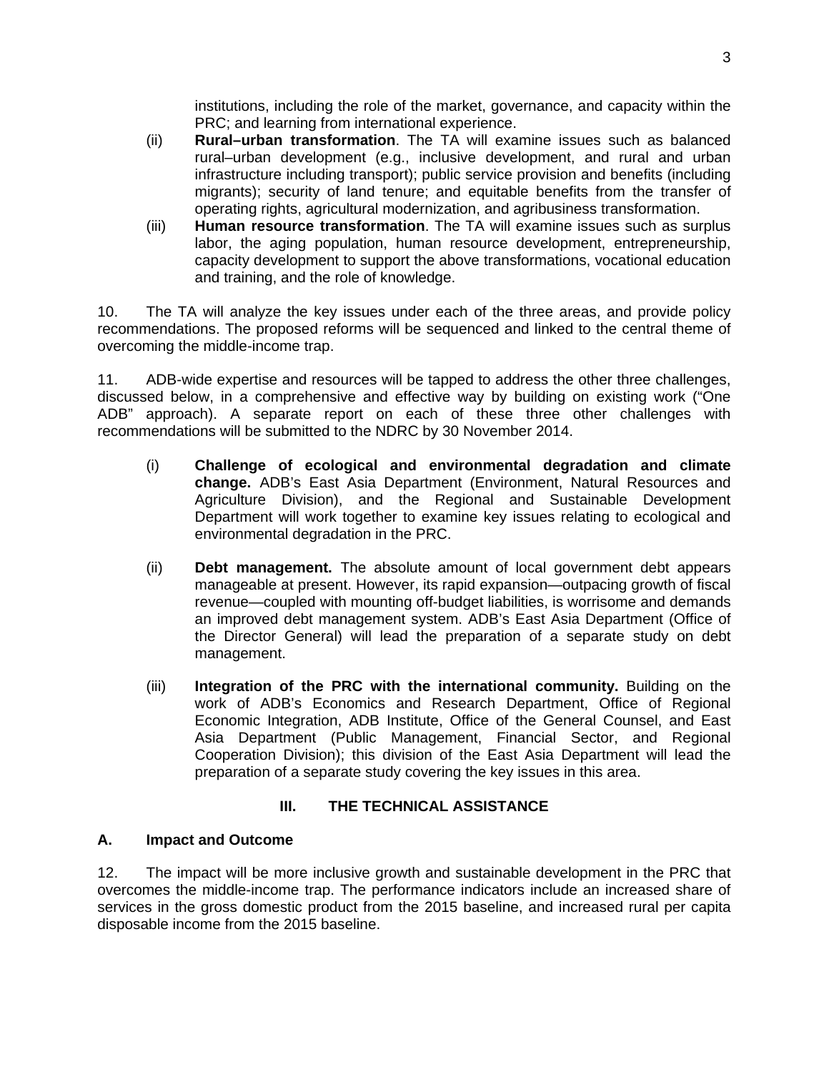institutions, including the role of the market, governance, and capacity within the PRC; and learning from international experience.

(ii) **Rural–urban transformation**. The TA will examine issues such as balanced rural–urban development (e.g., inclusive development, and rural and urban infrastructure including transport); public service provision and benefits (including migrants); security of land tenure; and equitable benefits from the transfer of operating rights, agricultural modernization, and agribusiness transformation.

(iii) **Human resource transformation**. The TA will examine issues such as surplus labor, the aging population, human resource development, entrepreneurship, capacity development to support the above transformations, vocational education and training, and the role of knowledge.

10. The TA will analyze the key issues under each of the three areas, and provide policy recommendations. The proposed reforms will be sequenced and linked to the central theme of overcoming the middle-income trap.

11. ADB-wide expertise and resources will be tapped to address the other three challenges, discussed below, in a comprehensive and effective way by building on existing work ("One ADB" approach). A separate report on each of these three other challenges with recommendations will be submitted to the NDRC by 30 November 2014.

(i) **Challenge of ecological and environmental degradation and climate change.** ADB's East Asia Department (Environment, Natural Resources and Agriculture Division), and the Regional and Sustainable Development Department will work together to examine key issues relating to ecological and environmental degradation in the PRC.

(ii) **Debt management.** The absolute amount of local government debt appears manageable at present. However, its rapid expansion—outpacing growth of fiscal revenue—coupled with mounting off-budget liabilities, is worrisome and demands an improved debt management system. ADB's East Asia Department (Office of the Director General) will lead the preparation of a separate study on debt management.

(iii) **Integration of the PRC with the international community.** Building on the work of ADB's Economics and Research Department, Office of Regional Economic Integration, ADB Institute, Office of the General Counsel, and East Asia Department (Public Management, Financial Sector, and Regional Cooperation Division); this division of the East Asia Department will lead the preparation of a separate study covering the key issues in this area.

## III. THE TECHNICAL ASSISTANCE

### A. Impact and Outcome

12. The impact will be more inclusive growth and sustainable development in the PRC that overcomes the middle-income trap. The performance indicators include an increased share of services in the gross domestic product from the 2015 baseline, and increased rural per capita disposable income from the 2015 baseline.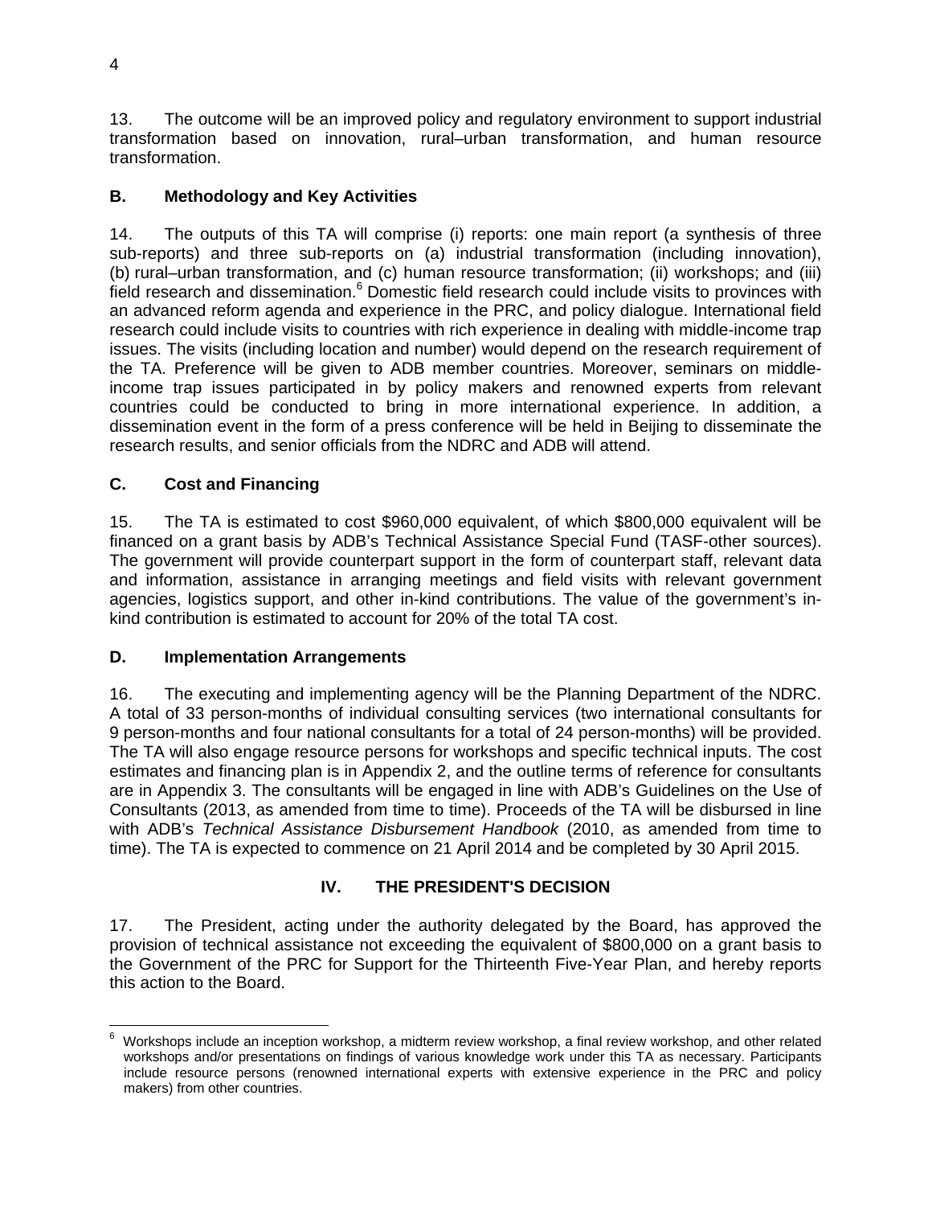13. The outcome will be an improved policy and regulatory environment to support industrial transformation based on innovation, rural–urban transformation, and human resource transformation.

### B. Methodology and Key Activities

14. The outputs of this TA will comprise (i) reports: one main report (a synthesis of three sub-reports) and three sub-reports on (a) industrial transformation (including innovation), (b) rural–urban transformation, and (c) human resource transformation; (ii) workshops; and (iii) field research and dissemination.[6] Domestic field research could include visits to provinces with an advanced reform agenda and experience in the PRC, and policy dialogue. International field research could include visits to countries with rich experience in dealing with middle-income trap issues. The visits (including location and number) would depend on the research requirement of the TA. Preference will be given to ADB member countries. Moreover, seminars on middle-income trap issues participated in by policy makers and renowned experts from relevant countries could be conducted to bring in more international experience. In addition, a dissemination event in the form of a press conference will be held in Beijing to disseminate the research results, and senior officials from the NDRC and ADB will attend.

### C. Cost and Financing

15. The TA is estimated to cost $960,000 equivalent, of which $800,000 equivalent will be financed on a grant basis by ADB's Technical Assistance Special Fund (TASF-other sources). The government will provide counterpart support in the form of counterpart staff, relevant data and information, assistance in arranging meetings and field visits with relevant government agencies, logistics support, and other in-kind contributions. The value of the government's in-kind contribution is estimated to account for 20% of the total TA cost.

### D. Implementation Arrangements

16. The executing and implementing agency will be the Planning Department of the NDRC. A total of 33 person-months of individual consulting services (two international consultants for 9 person-months and four national consultants for a total of 24 person-months) will be provided. The TA will also engage resource persons for workshops and specific technical inputs. The cost estimates and financing plan is in Appendix 2, and the outline terms of reference for consultants are in Appendix 3. The consultants will be engaged in line with ADB's Guidelines on the Use of Consultants (2013, as amended from time to time). Proceeds of the TA will be disbursed in line with ADB's *Technical Assistance Disbursement Handbook* (2010, as amended from time to time). The TA is expected to commence on 21 April 2014 and be completed by 30 April 2015.

## IV. THE PRESIDENT'S DECISION

17. The President, acting under the authority delegated by the Board, has approved the provision of technical assistance not exceeding the equivalent of $800,000 on a grant basis to the Government of the PRC for Support for the Thirteenth Five-Year Plan, and hereby reports this action to the Board.

---

[6] Workshops include an inception workshop, a midterm review workshop, a final review workshop, and other related workshops and/or presentations on findings of various knowledge work under this TA as necessary. Participants include resource persons (renowned international experts with extensive experience in the PRC and policy makers) from other countries.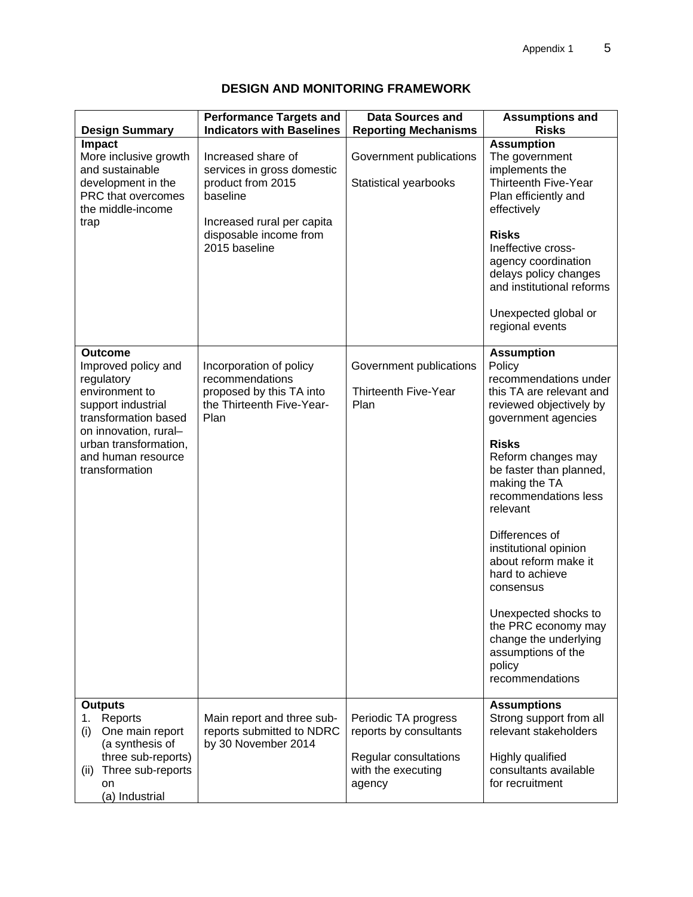## DESIGN AND MONITORING FRAMEWORK

| Design Summary | Performance Targets and Indicators with Baselines | Data Sources and Reporting Mechanisms | Assumptions and Risks |
|---|---|---|---|
| **Impact**<br>More inclusive growth and sustainable development in the PRC that overcomes the middle-income trap | Increased share of services in gross domestic product from 2015 baseline<br><br>Increased rural per capita disposable income from 2015 baseline | Government publications<br><br>Statistical yearbooks | **Assumption**<br>The government implements the Thirteenth Five-Year Plan efficiently and effectively<br><br>**Risks**<br>Ineffective cross-agency coordination delays policy changes and institutional reforms<br><br>Unexpected global or regional events |
| **Outcome**<br>Improved policy and regulatory environment to support industrial transformation based on innovation, rural–urban transformation, and human resource transformation | Incorporation of policy recommendations proposed by this TA into the Thirteenth Five-Year-Plan | Government publications<br><br>Thirteenth Five-Year Plan | **Assumption**<br>Policy recommendations under this TA are relevant and reviewed objectively by government agencies<br><br>**Risks**<br>Reform changes may be faster than planned, making the TA recommendations less relevant<br><br>Differences of institutional opinion about reform make it hard to achieve consensus<br><br>Unexpected shocks to the PRC economy may change the underlying assumptions of the policy recommendations |
| **Outputs**<br>1. Reports<br>(i) One main report (a synthesis of three sub-reports)<br>(ii) Three sub-reports on<br>(a) Industrial | Main report and three sub-reports submitted to NDRC by 30 November 2014 | Periodic TA progress reports by consultants<br><br>Regular consultations with the executing agency | **Assumptions**<br>Strong support from all relevant stakeholders<br><br>Highly qualified consultants available for recruitment |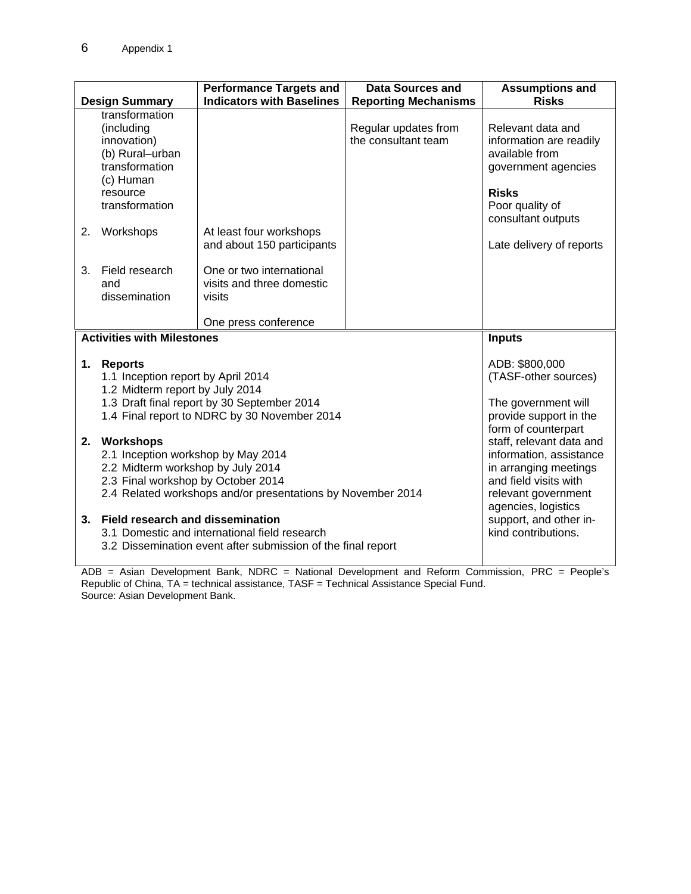| Design Summary | Performance Targets and Indicators with Baselines | Data Sources and Reporting Mechanisms | Assumptions and Risks |
|---|---|---|---|
| transformation (including innovation)<br>(b) Rural–urban transformation<br>(c) Human resource transformation | | Regular updates from the consultant team | Relevant data and information are readily available from government agencies<br><br>**Risks**<br>Poor quality of consultant outputs |
| 2. Workshops | At least four workshops and about 150 participants | | Late delivery of reports |
| 3. Field research and dissemination | One or two international visits and three domestic visits<br><br>One press conference | | |

| Activities with Milestones | Inputs |
|---|---|
| **1. Reports**<br>1.1 Inception report by April 2014<br>1.2 Midterm report by July 2014<br>1.3 Draft final report by 30 September 2014<br>1.4 Final report to NDRC by 30 November 2014<br><br>**2. Workshops**<br>2.1 Inception workshop by May 2014<br>2.2 Midterm workshop by July 2014<br>2.3 Final workshop by October 2014<br>2.4 Related workshops and/or presentations by November 2014<br><br>**3. Field research and dissemination**<br>3.1 Domestic and international field research<br>3.2 Dissemination event after submission of the final report | ADB: $800,000 (TASF-other sources)<br><br>The government will provide support in the form of counterpart staff, relevant data and information, assistance in arranging meetings and field visits with relevant government agencies, logistics support, and other in-kind contributions. |

ADB = Asian Development Bank, NDRC = National Development and Reform Commission, PRC = People's Republic of China, TA = technical assistance, TASF = Technical Assistance Special Fund.
Source: Asian Development Bank.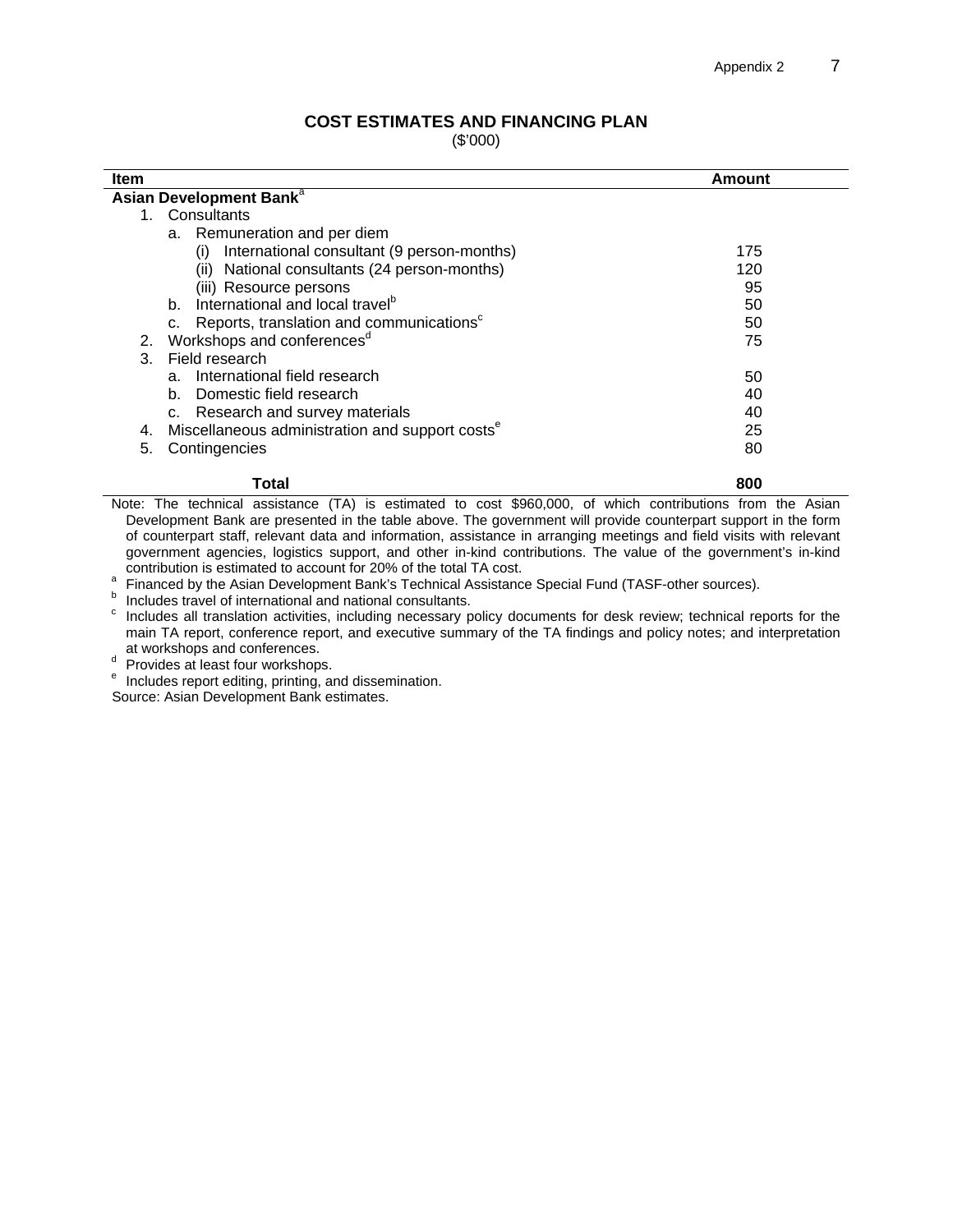## COST ESTIMATES AND FINANCING PLAN

($'000)

| Item | Amount |
|---|---|
| **Asian Development Bank**[a] | |
| 1. Consultants | |
| a. Remuneration and per diem | |
| (i) International consultant (9 person-months) | 175 |
| (ii) National consultants (24 person-months) | 120 |
| (iii) Resource persons | 95 |
| b. International and local travel[b] | 50 |
| c. Reports, translation and communications[c] | 50 |
| 2. Workshops and conferences[d] | 75 |
| 3. Field research | |
| a. International field research | 50 |
| b. Domestic field research | 40 |
| c. Research and survey materials | 40 |
| 4. Miscellaneous administration and support costs[e] | 25 |
| 5. Contingencies | 80 |
| **Total** | **800** |

Note: The technical assistance (TA) is estimated to cost $960,000, of which contributions from the Asian Development Bank are presented in the table above. The government will provide counterpart support in the form of counterpart staff, relevant data and information, assistance in arranging meetings and field visits with relevant government agencies, logistics support, and other in-kind contributions. The value of the government's in-kind contribution is estimated to account for 20% of the total TA cost.

[a] Financed by the Asian Development Bank's Technical Assistance Special Fund (TASF-other sources).

[b] Includes travel of international and national consultants.

[c] Includes all translation activities, including necessary policy documents for desk review; technical reports for the main TA report, conference report, and executive summary of the TA findings and policy notes; and interpretation at workshops and conferences.

[d] Provides at least four workshops.

[e] Includes report editing, printing, and dissemination.

Source: Asian Development Bank estimates.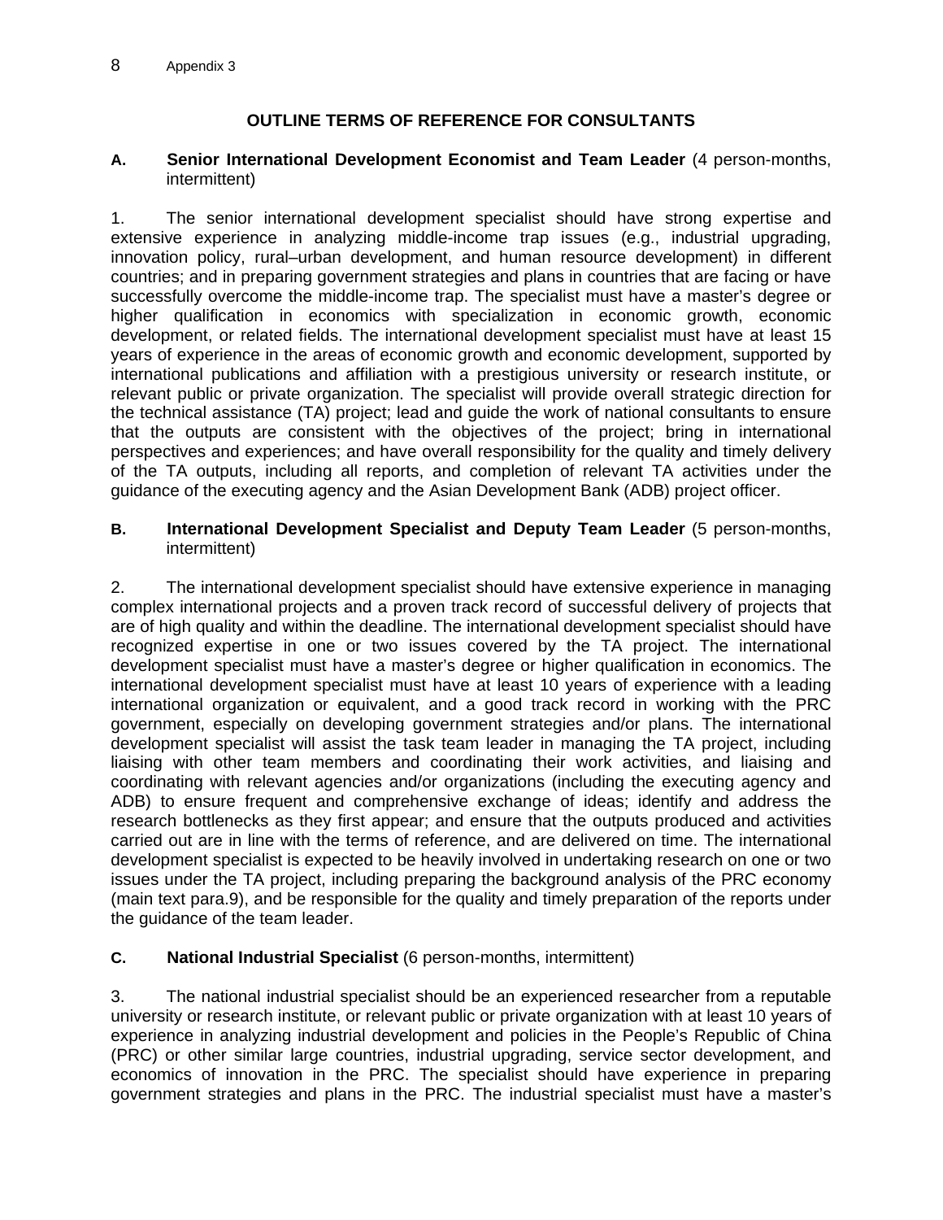# OUTLINE TERMS OF REFERENCE FOR CONSULTANTS

## A. Senior International Development Economist and Team Leader (4 person-months, intermittent)

1. The senior international development specialist should have strong expertise and extensive experience in analyzing middle-income trap issues (e.g., industrial upgrading, innovation policy, rural–urban development, and human resource development) in different countries; and in preparing government strategies and plans in countries that are facing or have successfully overcome the middle-income trap. The specialist must have a master's degree or higher qualification in economics with specialization in economic growth, economic development, or related fields. The international development specialist must have at least 15 years of experience in the areas of economic growth and economic development, supported by international publications and affiliation with a prestigious university or research institute, or relevant public or private organization. The specialist will provide overall strategic direction for the technical assistance (TA) project; lead and guide the work of national consultants to ensure that the outputs are consistent with the objectives of the project; bring in international perspectives and experiences; and have overall responsibility for the quality and timely delivery of the TA outputs, including all reports, and completion of relevant TA activities under the guidance of the executing agency and the Asian Development Bank (ADB) project officer.

## B. International Development Specialist and Deputy Team Leader (5 person-months, intermittent)

2. The international development specialist should have extensive experience in managing complex international projects and a proven track record of successful delivery of projects that are of high quality and within the deadline. The international development specialist should have recognized expertise in one or two issues covered by the TA project. The international development specialist must have a master's degree or higher qualification in economics. The international development specialist must have at least 10 years of experience with a leading international organization or equivalent, and a good track record in working with the PRC government, especially on developing government strategies and/or plans. The international development specialist will assist the task team leader in managing the TA project, including liaising with other team members and coordinating their work activities, and liaising and coordinating with relevant agencies and/or organizations (including the executing agency and ADB) to ensure frequent and comprehensive exchange of ideas; identify and address the research bottlenecks as they first appear; and ensure that the outputs produced and activities carried out are in line with the terms of reference, and are delivered on time. The international development specialist is expected to be heavily involved in undertaking research on one or two issues under the TA project, including preparing the background analysis of the PRC economy (main text para.9), and be responsible for the quality and timely preparation of the reports under the guidance of the team leader.

## C. National Industrial Specialist (6 person-months, intermittent)

3. The national industrial specialist should be an experienced researcher from a reputable university or research institute, or relevant public or private organization with at least 10 years of experience in analyzing industrial development and policies in the People's Republic of China (PRC) or other similar large countries, industrial upgrading, service sector development, and economics of innovation in the PRC. The specialist should have experience in preparing government strategies and plans in the PRC. The industrial specialist must have a master's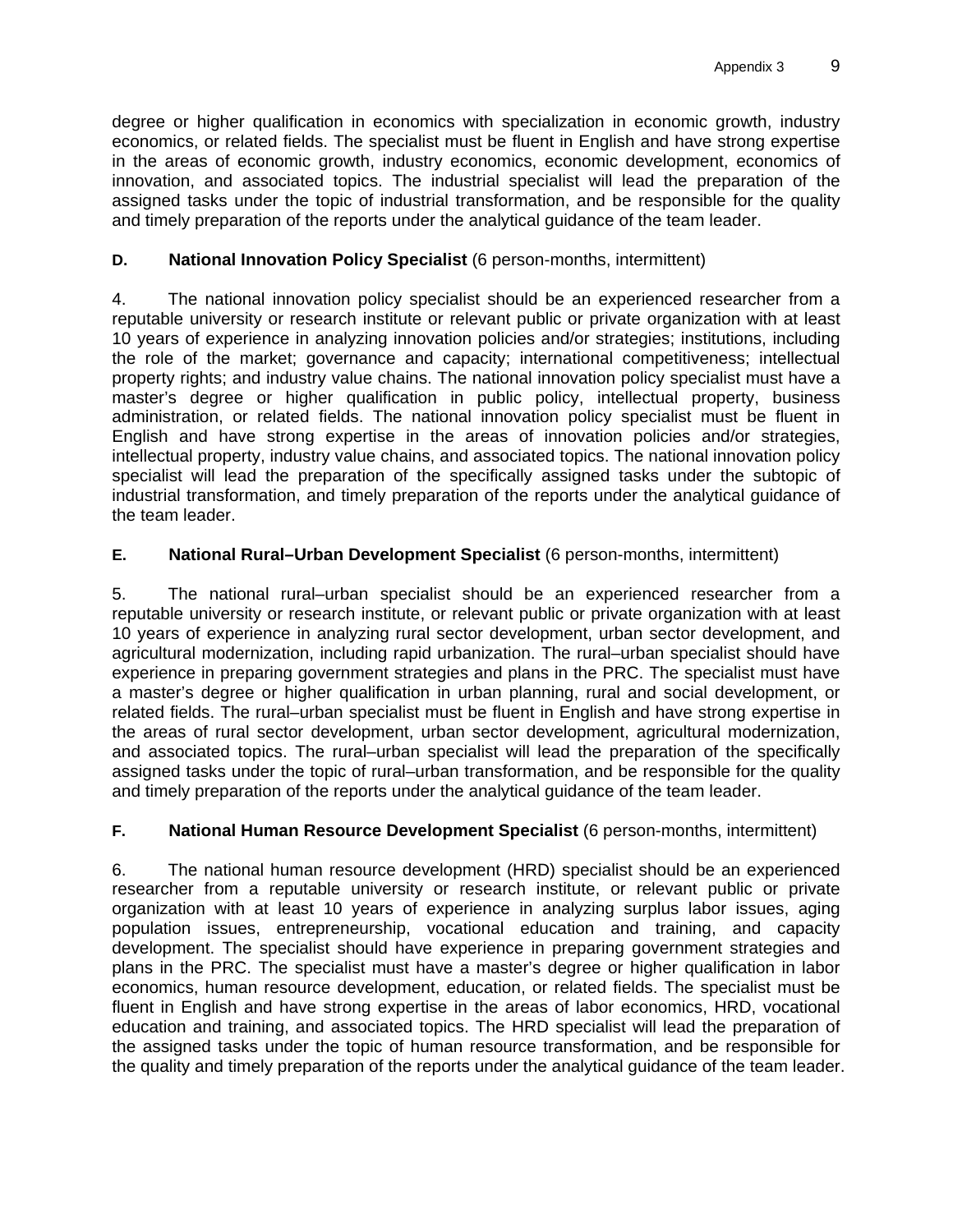degree or higher qualification in economics with specialization in economic growth, industry economics, or related fields. The specialist must be fluent in English and have strong expertise in the areas of economic growth, industry economics, economic development, economics of innovation, and associated topics. The industrial specialist will lead the preparation of the assigned tasks under the topic of industrial transformation, and be responsible for the quality and timely preparation of the reports under the analytical guidance of the team leader.

### D. National Innovation Policy Specialist (6 person-months, intermittent)

4. The national innovation policy specialist should be an experienced researcher from a reputable university or research institute or relevant public or private organization with at least 10 years of experience in analyzing innovation policies and/or strategies; institutions, including the role of the market; governance and capacity; international competitiveness; intellectual property rights; and industry value chains. The national innovation policy specialist must have a master's degree or higher qualification in public policy, intellectual property, business administration, or related fields. The national innovation policy specialist must be fluent in English and have strong expertise in the areas of innovation policies and/or strategies, intellectual property, industry value chains, and associated topics. The national innovation policy specialist will lead the preparation of the specifically assigned tasks under the subtopic of industrial transformation, and timely preparation of the reports under the analytical guidance of the team leader.

### E. National Rural–Urban Development Specialist (6 person-months, intermittent)

5. The national rural–urban specialist should be an experienced researcher from a reputable university or research institute, or relevant public or private organization with at least 10 years of experience in analyzing rural sector development, urban sector development, and agricultural modernization, including rapid urbanization. The rural–urban specialist should have experience in preparing government strategies and plans in the PRC. The specialist must have a master's degree or higher qualification in urban planning, rural and social development, or related fields. The rural–urban specialist must be fluent in English and have strong expertise in the areas of rural sector development, urban sector development, agricultural modernization, and associated topics. The rural–urban specialist will lead the preparation of the specifically assigned tasks under the topic of rural–urban transformation, and be responsible for the quality and timely preparation of the reports under the analytical guidance of the team leader.

### F. National Human Resource Development Specialist (6 person-months, intermittent)

6. The national human resource development (HRD) specialist should be an experienced researcher from a reputable university or research institute, or relevant public or private organization with at least 10 years of experience in analyzing surplus labor issues, aging population issues, entrepreneurship, vocational education and training, and capacity development. The specialist should have experience in preparing government strategies and plans in the PRC. The specialist must have a master's degree or higher qualification in labor economics, human resource development, education, or related fields. The specialist must be fluent in English and have strong expertise in the areas of labor economics, HRD, vocational education and training, and associated topics. The HRD specialist will lead the preparation of the assigned tasks under the topic of human resource transformation, and be responsible for the quality and timely preparation of the reports under the analytical guidance of the team leader.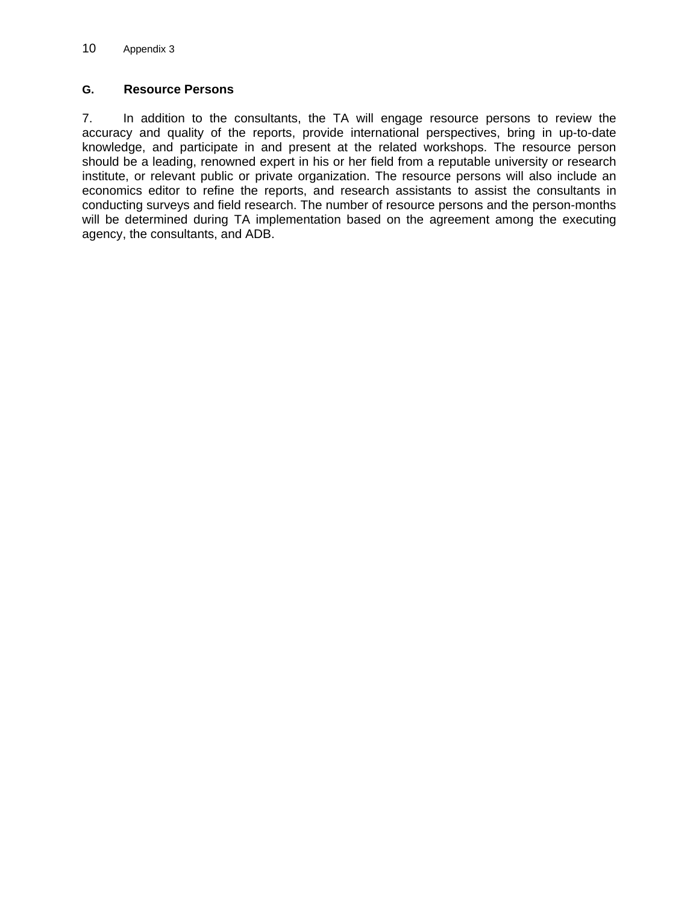### G. Resource Persons

7. In addition to the consultants, the TA will engage resource persons to review the accuracy and quality of the reports, provide international perspectives, bring in up-to-date knowledge, and participate in and present at the related workshops. The resource person should be a leading, renowned expert in his or her field from a reputable university or research institute, or relevant public or private organization. The resource persons will also include an economics editor to refine the reports, and research assistants to assist the consultants in conducting surveys and field research. The number of resource persons and the person-months will be determined during TA implementation based on the agreement among the executing agency, the consultants, and ADB.